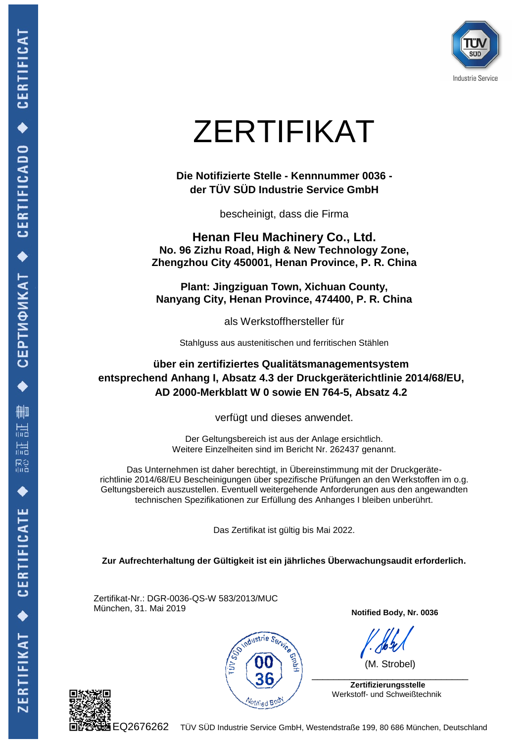TÜV SÜD
Industrie Service

# ZERTIFIKAT

**Die Notifizierte Stelle - Kennnummer 0036 -**
**der TÜV SÜD Industrie Service GmbH**

bescheinigt, dass die Firma

**Henan Fleu Machinery Co., Ltd.**
**No. 96 Zizhu Road, High & New Technology Zone,**
**Zhengzhou City 450001, Henan Province, P. R. China**

**Plant: Jingziguan Town, Xichuan County,**
**Nanyang City, Henan Province, 474400, P. R. China**

als Werkstoffhersteller für

Stahlguss aus austenitischen und ferritischen Stählen

**über ein zertifiziertes Qualitätsmanagementsystem**
**entsprechend Anhang I, Absatz 4.3 der Druckgeräterichtlinie 2014/68/EU,**
**AD 2000-Merkblatt W 0 sowie EN 764-5, Absatz 4.2**

verfügt und dieses anwendet.

Der Geltungsbereich ist aus der Anlage ersichtlich.
Weitere Einzelheiten sind im Bericht Nr. 262437 genannt.

Das Unternehmen ist daher berechtigt, in Übereinstimmung mit der Druckgeräterichtlinie 2014/68/EU Bescheinigungen über spezifische Prüfungen an den Werkstoffen im o.g. Geltungsbereich auszustellen. Eventuell weitergehende Anforderungen aus den angewandten technischen Spezifikationen zur Erfüllung des Anhanges I bleiben unberührt.

Das Zertifikat ist gültig bis Mai 2022.

**Zur Aufrechterhaltung der Gültigkeit ist ein jährliches Überwachungsaudit erforderlich.**

Zertifikat-Nr.: DGR-0036-QS-W 583/2013/MUC
München, 31. Mai 2019

**Notified Body, Nr. 0036**

TÜV SÜD Industrie Service GmbH
0036
Notified Body

(M. Strobel)

**Zertifizierungsstelle**
Werkstoff- und Schweißtechnik

EQ2676262 TÜV SÜD Industrie Service GmbH, Westendstraße 199, 80 686 München, Deutschland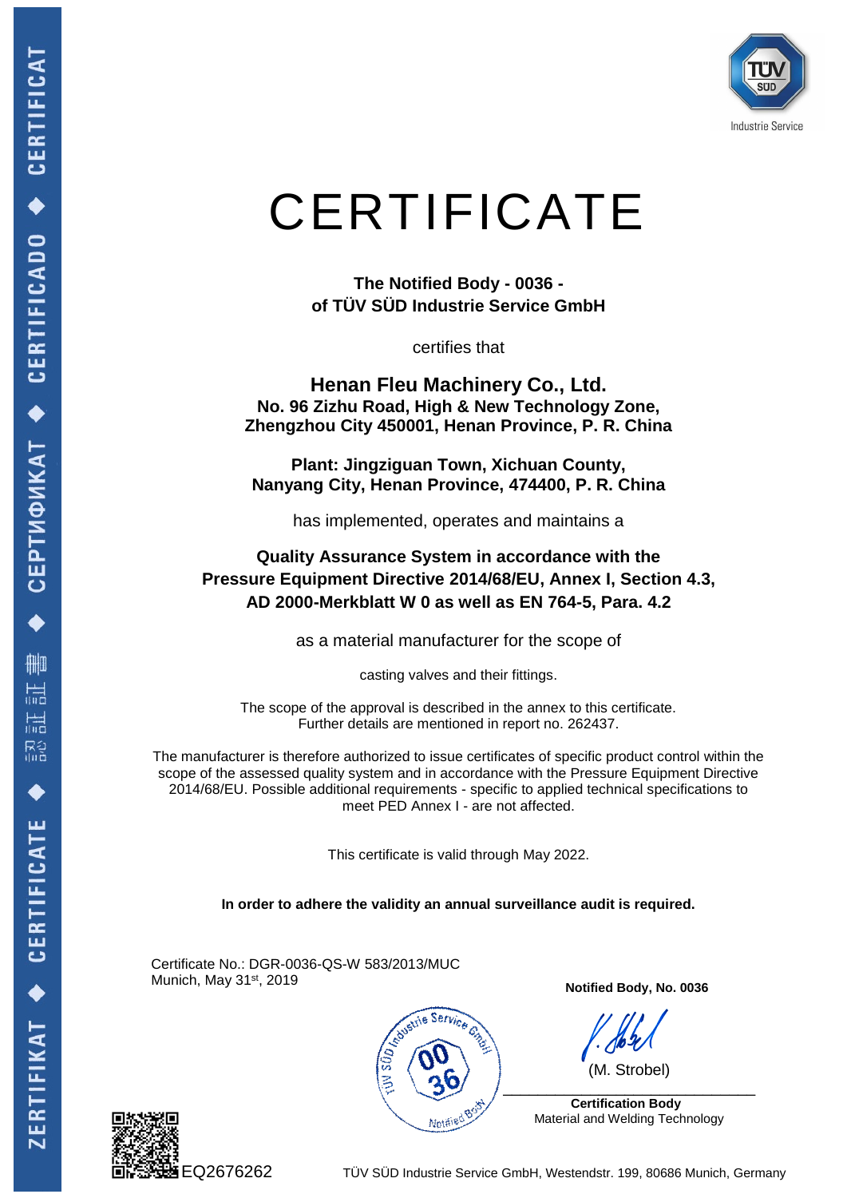# CERTIFICATE

**The Notified Body - 0036 -**
**of TÜV SÜD Industrie Service GmbH**

certifies that

**Henan Fleu Machinery Co., Ltd.**
**No. 96 Zizhu Road, High & New Technology Zone,**
**Zhengzhou City 450001, Henan Province, P. R. China**

**Plant: Jingziguan Town, Xichuan County,**
**Nanyang City, Henan Province, 474400, P. R. China**

has implemented, operates and maintains a

**Quality Assurance System in accordance with the**
**Pressure Equipment Directive 2014/68/EU, Annex I, Section 4.3,**
**AD 2000-Merkblatt W 0 as well as EN 764-5, Para. 4.2**

as a material manufacturer for the scope of

casting valves and their fittings.

The scope of the approval is described in the annex to this certificate.
Further details are mentioned in report no. 262437.

The manufacturer is therefore authorized to issue certificates of specific product control within the scope of the assessed quality system and in accordance with the Pressure Equipment Directive 2014/68/EU. Possible additional requirements - specific to applied technical specifications to meet PED Annex I - are not affected.

This certificate is valid through May 2022.

**In order to adhere the validity an annual surveillance audit is required.**

Certificate No.: DGR-0036-QS-W 583/2013/MUC
Munich, May 31st, 2019

**Notified Body, No. 0036**

(M. Strobel)

**Certification Body**
Material and Welding Technology

EQ2676262

TÜV SÜD Industrie Service GmbH, Westendstr. 199, 80686 Munich, Germany